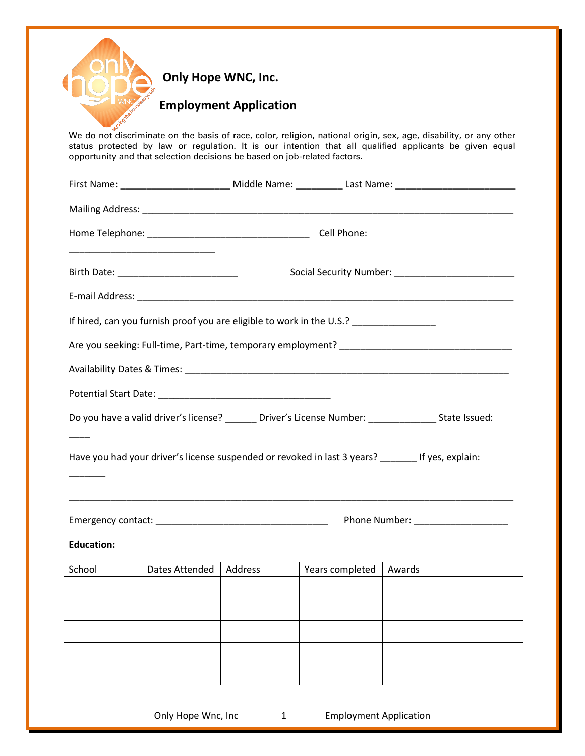# Only Hope WNC, Inc.

## Employment Application

We do not discriminate on the basis of race, color, religion, national origin, sex, age, disability, or any other status protected by law or regulation. It is our intention that all qualified applicants be given equal opportunity and that selection decisions be based on job-related factors.

First Name: ____________________ Middle Name: _________ Last Name: ______________________

Mailing Address: ___________________________________________________________________

Home Telephone: _____________________________ Cell Phone: ___________________________

Birth Date: ______________________ Social Security Number: ______________________

E-mail Address: ____________________________________________________________________

If hired, can you furnish proof you are eligible to work in the U.S.? _______________

Are you seeking: Full-time, Part-time, temporary employment? ______________________________

Availability Dates & Times: ____________________________________________________________

Potential Start Date: _______________________________

Do you have a valid driver's license? ______ Driver's License Number: ____________ State Issued: ____

Have you had your driver's license suspended or revoked in last 3 years? _______ If yes, explain: _______

_______________________________________________________________________________________

Emergency contact: _______________________________ Phone Number: _________________

**Education:**

| School | Dates Attended | Address | Years completed | Awards |
|---|---|---|---|---|
| | | | | |
| | | | | |
| | | | | |
| | | | | |
| | | | | |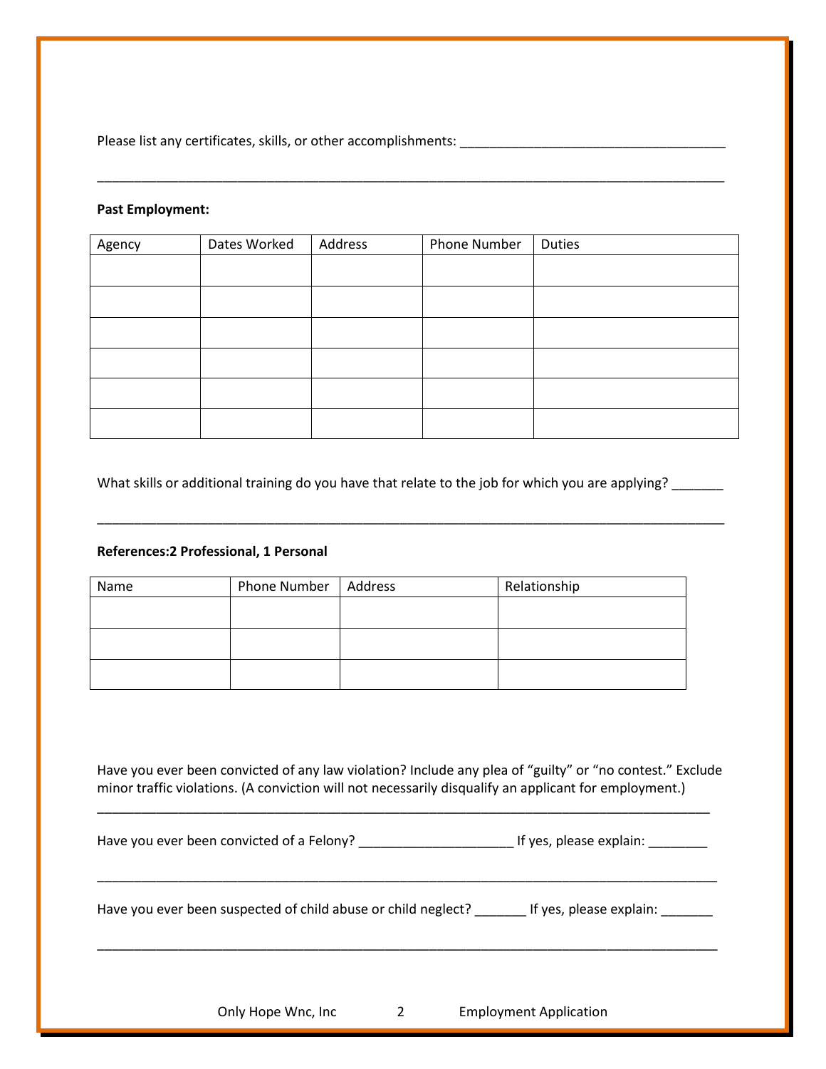Please list any certificates, skills, or other accomplishments: ___________________________________

_________________________________________________________________________________

**Past Employment:**

| Agency | Dates Worked | Address | Phone Number | Duties |
|---|---|---|---|---|
| | | | | |
| | | | | |
| | | | | |
| | | | | |
| | | | | |
| | | | | |

What skills or additional training do you have that relate to the job for which you are applying? _______

_________________________________________________________________________________

**References:2 Professional, 1 Personal**

| Name | Phone Number | Address | Relationship |
|---|---|---|---|
| | | | |
| | | | |
| | | | |

Have you ever been convicted of any law violation? Include any plea of "guilty" or "no contest." Exclude minor traffic violations. (A conviction will not necessarily disqualify an applicant for employment.)

_________________________________________________________________________________

Have you ever been convicted of a Felony? ____________________ If yes, please explain: ________

_________________________________________________________________________________

Have you ever been suspected of child abuse or child neglect? _______ If yes, please explain: _______

_________________________________________________________________________________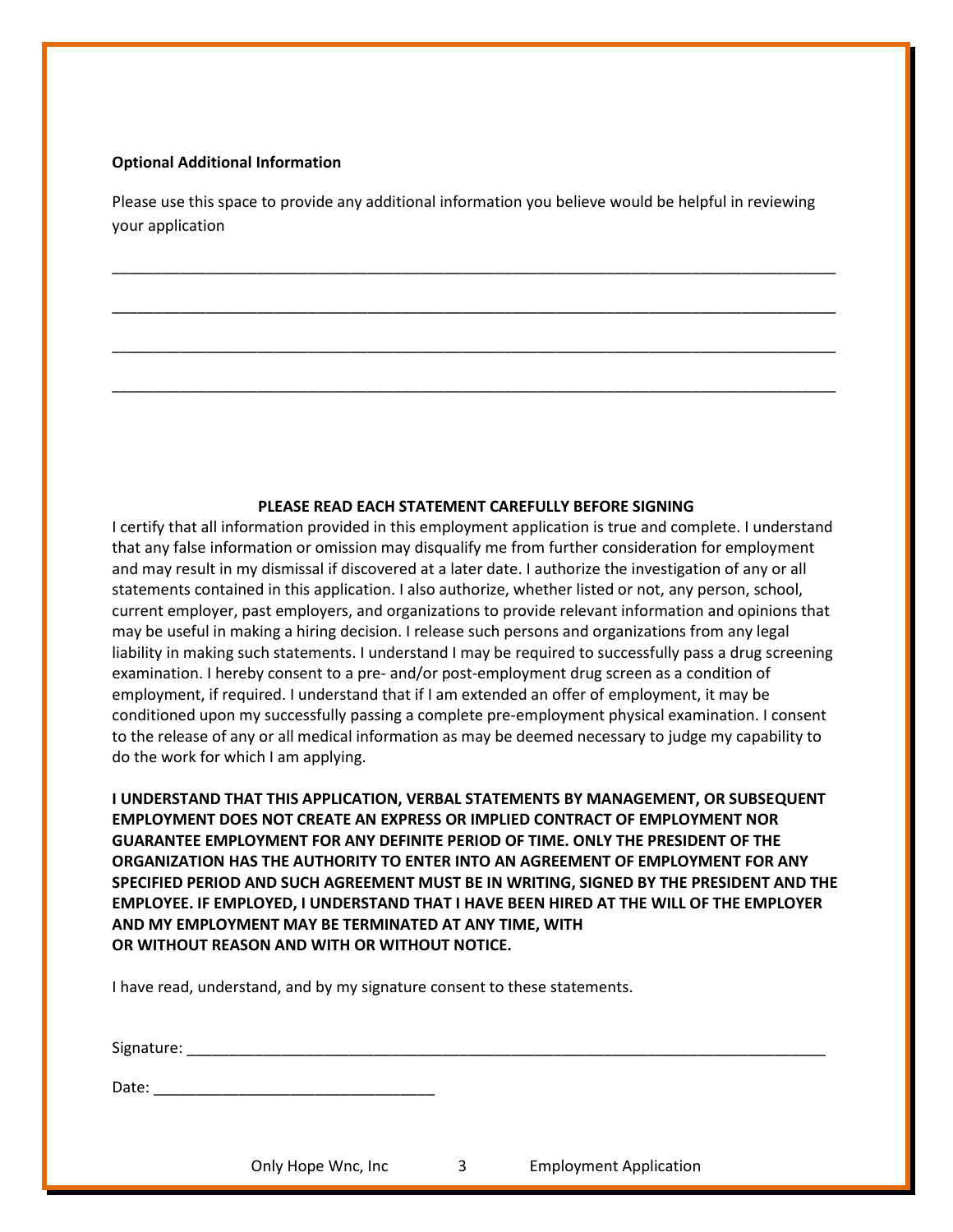**Optional Additional Information**

Please use this space to provide any additional information you believe would be helpful in reviewing your application

____________________________________________________________________________________

____________________________________________________________________________________

____________________________________________________________________________________

____________________________________________________________________________________

**PLEASE READ EACH STATEMENT CAREFULLY BEFORE SIGNING**

I certify that all information provided in this employment application is true and complete. I understand that any false information or omission may disqualify me from further consideration for employment and may result in my dismissal if discovered at a later date. I authorize the investigation of any or all statements contained in this application. I also authorize, whether listed or not, any person, school, current employer, past employers, and organizations to provide relevant information and opinions that may be useful in making a hiring decision. I release such persons and organizations from any legal liability in making such statements. I understand I may be required to successfully pass a drug screening examination. I hereby consent to a pre- and/or post-employment drug screen as a condition of employment, if required. I understand that if I am extended an offer of employment, it may be conditioned upon my successfully passing a complete pre-employment physical examination. I consent to the release of any or all medical information as may be deemed necessary to judge my capability to do the work for which I am applying.

**I UNDERSTAND THAT THIS APPLICATION, VERBAL STATEMENTS BY MANAGEMENT, OR SUBSEQUENT EMPLOYMENT DOES NOT CREATE AN EXPRESS OR IMPLIED CONTRACT OF EMPLOYMENT NOR GUARANTEE EMPLOYMENT FOR ANY DEFINITE PERIOD OF TIME. ONLY THE PRESIDENT OF THE ORGANIZATION HAS THE AUTHORITY TO ENTER INTO AN AGREEMENT OF EMPLOYMENT FOR ANY SPECIFIED PERIOD AND SUCH AGREEMENT MUST BE IN WRITING, SIGNED BY THE PRESIDENT AND THE EMPLOYEE. IF EMPLOYED, I UNDERSTAND THAT I HAVE BEEN HIRED AT THE WILL OF THE EMPLOYER AND MY EMPLOYMENT MAY BE TERMINATED AT ANY TIME, WITH OR WITHOUT REASON AND WITH OR WITHOUT NOTICE.**

I have read, understand, and by my signature consent to these statements.

Signature: ______________________________________________________________________________

Date: _________________________________